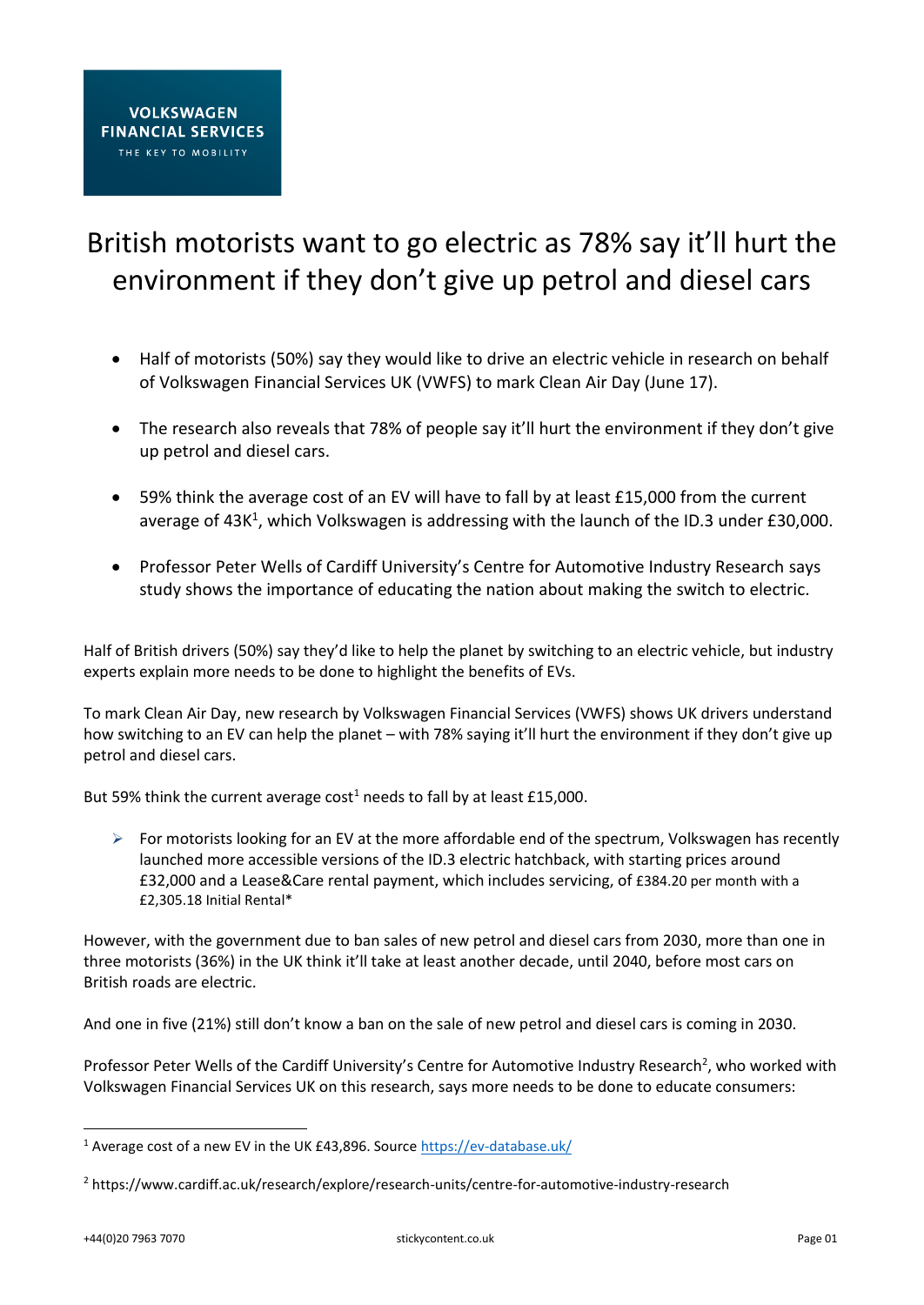VOLKSWAGEN FINANCIAL SERVICES
THE KEY TO MOBILITY

# British motorists want to go electric as 78% say it'll hurt the environment if they don't give up petrol and diesel cars

- Half of motorists (50%) say they would like to drive an electric vehicle in research on behalf of Volkswagen Financial Services UK (VWFS) to mark Clean Air Day (June 17).
- The research also reveals that 78% of people say it'll hurt the environment if they don't give up petrol and diesel cars.
- 59% think the average cost of an EV will have to fall by at least £15,000 from the current average of 43K[1], which Volkswagen is addressing with the launch of the ID.3 under £30,000.
- Professor Peter Wells of Cardiff University's Centre for Automotive Industry Research says study shows the importance of educating the nation about making the switch to electric.

Half of British drivers (50%) say they'd like to help the planet by switching to an electric vehicle, but industry experts explain more needs to be done to highlight the benefits of EVs.

To mark Clean Air Day, new research by Volkswagen Financial Services (VWFS) shows UK drivers understand how switching to an EV can help the planet – with 78% saying it'll hurt the environment if they don't give up petrol and diesel cars.

But 59% think the current average cost[1] needs to fall by at least £15,000.

- For motorists looking for an EV at the more affordable end of the spectrum, Volkswagen has recently launched more accessible versions of the ID.3 electric hatchback, with starting prices around £32,000 and a Lease&Care rental payment, which includes servicing, of £384.20 per month with a £2,305.18 Initial Rental*

However, with the government due to ban sales of new petrol and diesel cars from 2030, more than one in three motorists (36%) in the UK think it'll take at least another decade, until 2040, before most cars on British roads are electric.

And one in five (21%) still don't know a ban on the sale of new petrol and diesel cars is coming in 2030.

Professor Peter Wells of the Cardiff University's Centre for Automotive Industry Research[2], who worked with Volkswagen Financial Services UK on this research, says more needs to be done to educate consumers:

---

[1] Average cost of a new EV in the UK £43,896. Source https://ev-database.uk/

[2] https://www.cardiff.ac.uk/research/explore/research-units/centre-for-automotive-industry-research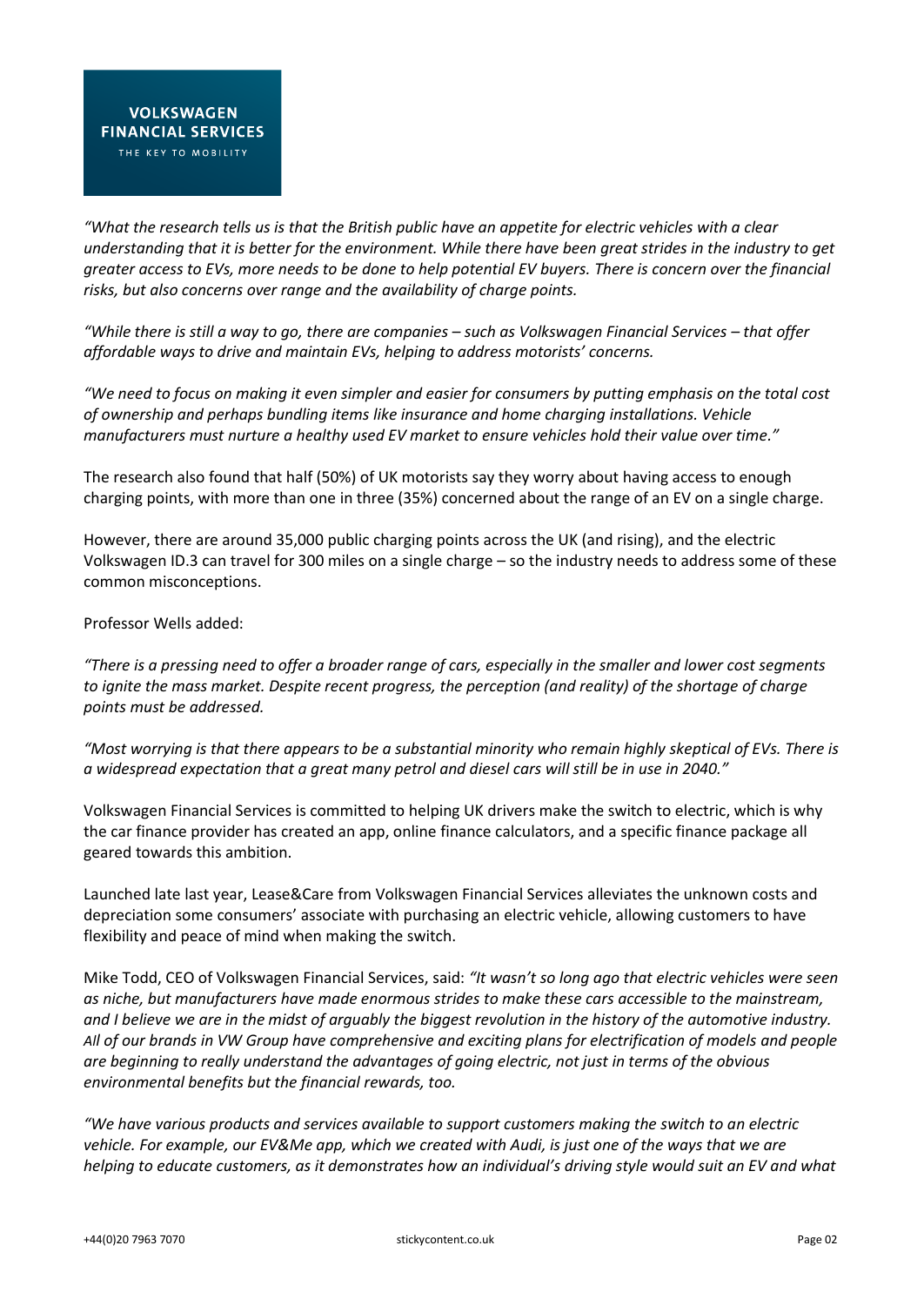*"What the research tells us is that the British public have an appetite for electric vehicles with a clear understanding that it is better for the environment. While there have been great strides in the industry to get greater access to EVs, more needs to be done to help potential EV buyers. There is concern over the financial risks, but also concerns over range and the availability of charge points.*

*"While there is still a way to go, there are companies – such as Volkswagen Financial Services – that offer affordable ways to drive and maintain EVs, helping to address motorists' concerns.*

*"We need to focus on making it even simpler and easier for consumers by putting emphasis on the total cost of ownership and perhaps bundling items like insurance and home charging installations. Vehicle manufacturers must nurture a healthy used EV market to ensure vehicles hold their value over time."*

The research also found that half (50%) of UK motorists say they worry about having access to enough charging points, with more than one in three (35%) concerned about the range of an EV on a single charge.

However, there are around 35,000 public charging points across the UK (and rising), and the electric Volkswagen ID.3 can travel for 300 miles on a single charge – so the industry needs to address some of these common misconceptions.

Professor Wells added:

*"There is a pressing need to offer a broader range of cars, especially in the smaller and lower cost segments to ignite the mass market. Despite recent progress, the perception (and reality) of the shortage of charge points must be addressed.*

*"Most worrying is that there appears to be a substantial minority who remain highly skeptical of EVs. There is a widespread expectation that a great many petrol and diesel cars will still be in use in 2040."*

Volkswagen Financial Services is committed to helping UK drivers make the switch to electric, which is why the car finance provider has created an app, online finance calculators, and a specific finance package all geared towards this ambition.

Launched late last year, Lease&Care from Volkswagen Financial Services alleviates the unknown costs and depreciation some consumers' associate with purchasing an electric vehicle, allowing customers to have flexibility and peace of mind when making the switch.

Mike Todd, CEO of Volkswagen Financial Services, said: *"It wasn't so long ago that electric vehicles were seen as niche, but manufacturers have made enormous strides to make these cars accessible to the mainstream, and I believe we are in the midst of arguably the biggest revolution in the history of the automotive industry. All of our brands in VW Group have comprehensive and exciting plans for electrification of models and people are beginning to really understand the advantages of going electric, not just in terms of the obvious environmental benefits but the financial rewards, too.*

*"We have various products and services available to support customers making the switch to an electric vehicle. For example, our EV&Me app, which we created with Audi, is just one of the ways that we are helping to educate customers, as it demonstrates how an individual's driving style would suit an EV and what*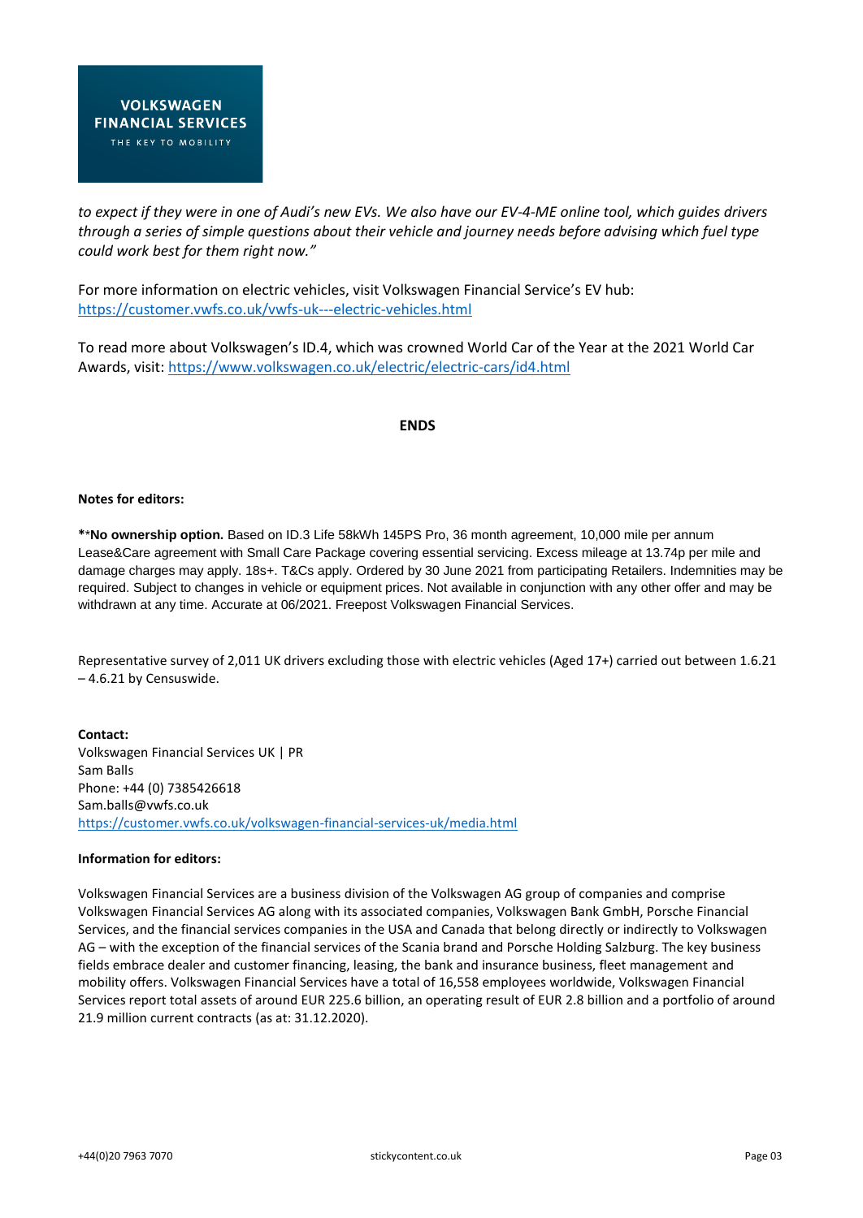*to expect if they were in one of Audi's new EVs. We also have our EV-4-ME online tool, which guides drivers through a series of simple questions about their vehicle and journey needs before advising which fuel type could work best for them right now."*

For more information on electric vehicles, visit Volkswagen Financial Service's EV hub: https://customer.vwfs.co.uk/vwfs-uk---electric-vehicles.html

To read more about Volkswagen's ID.4, which was crowned World Car of the Year at the 2021 World Car Awards, visit: https://www.volkswagen.co.uk/electric/electric-cars/id4.html

**ENDS**

**Notes for editors:**

****No ownership option.** Based on ID.3 Life 58kWh 145PS Pro, 36 month agreement, 10,000 mile per annum Lease&Care agreement with Small Care Package covering essential servicing. Excess mileage at 13.74p per mile and damage charges may apply. 18s+. T&Cs apply. Ordered by 30 June 2021 from participating Retailers. Indemnities may be required. Subject to changes in vehicle or equipment prices. Not available in conjunction with any other offer and may be withdrawn at any time. Accurate at 06/2021. Freepost Volkswagen Financial Services.

Representative survey of 2,011 UK drivers excluding those with electric vehicles (Aged 17+) carried out between 1.6.21 – 4.6.21 by Censuswide.

**Contact:**
Volkswagen Financial Services UK | PR
Sam Balls
Phone: +44 (0) 7385426618
Sam.balls@vwfs.co.uk
https://customer.vwfs.co.uk/volkswagen-financial-services-uk/media.html

**Information for editors:**

Volkswagen Financial Services are a business division of the Volkswagen AG group of companies and comprise Volkswagen Financial Services AG along with its associated companies, Volkswagen Bank GmbH, Porsche Financial Services, and the financial services companies in the USA and Canada that belong directly or indirectly to Volkswagen AG – with the exception of the financial services of the Scania brand and Porsche Holding Salzburg. The key business fields embrace dealer and customer financing, leasing, the bank and insurance business, fleet management and mobility offers. Volkswagen Financial Services have a total of 16,558 employees worldwide, Volkswagen Financial Services report total assets of around EUR 225.6 billion, an operating result of EUR 2.8 billion and a portfolio of around 21.9 million current contracts (as at: 31.12.2020).